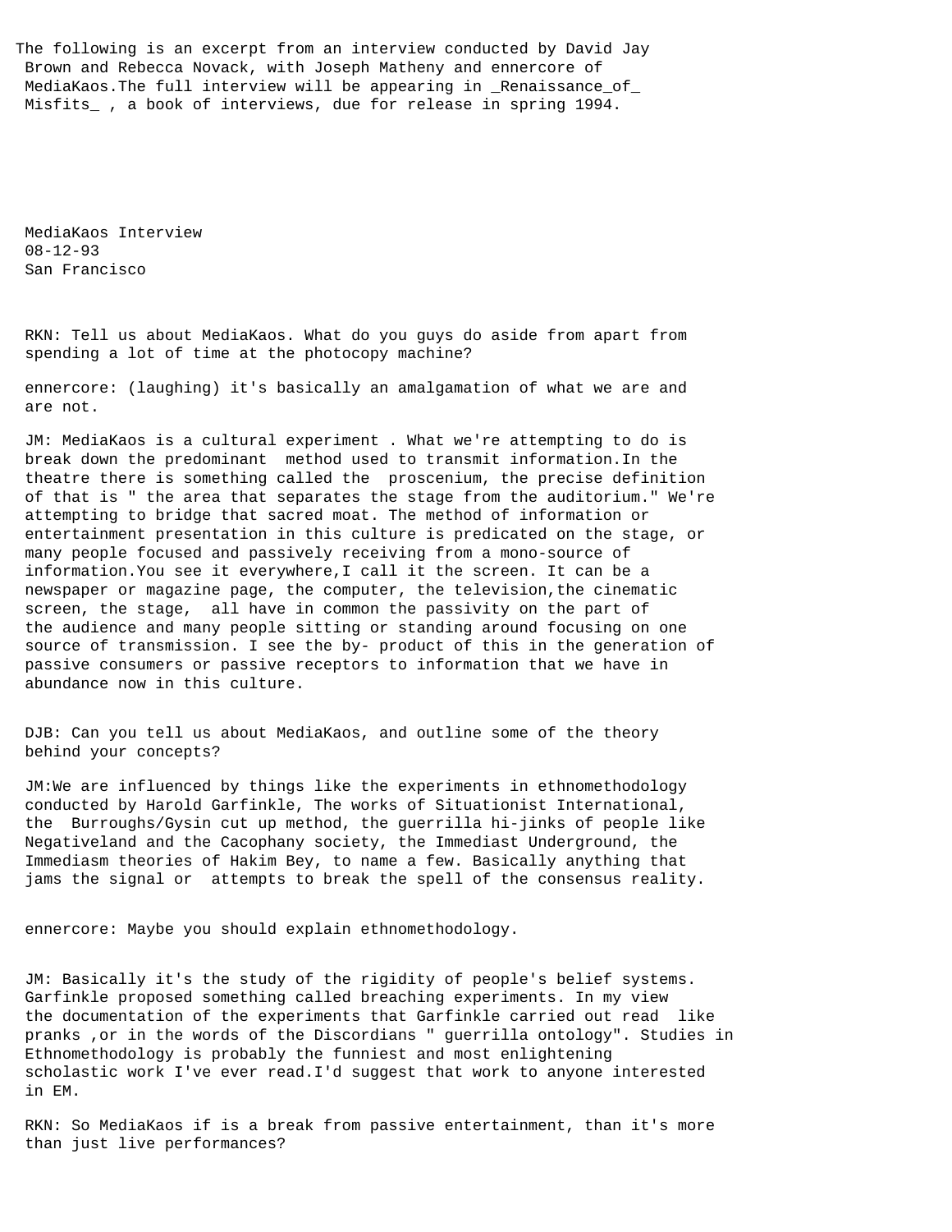The following is an excerpt from an interview conducted by David Jay Brown and Rebecca Novack, with Joseph Matheny and ennercore of MediaKaos.The full interview will be appearing in _Renaissance_of_ Misfits_ , a book of interviews, due for release in spring 1994.

MediaKaos Interview
08-12-93
San Francisco

RKN: Tell us about MediaKaos. What do you guys do aside from apart from spending a lot of time at the photocopy machine?

ennercore: (laughing) it's basically an amalgamation of what we are and are not.

JM: MediaKaos is a cultural experiment . What we're attempting to do is break down the predominant method used to transmit information.In the theatre there is something called the proscenium, the precise definition of that is " the area that separates the stage from the auditorium." We're attempting to bridge that sacred moat. The method of information or entertainment presentation in this culture is predicated on the stage, or many people focused and passively receiving from a mono-source of information.You see it everywhere,I call it the screen. It can be a newspaper or magazine page, the computer, the television,the cinematic screen, the stage, all have in common the passivity on the part of the audience and many people sitting or standing around focusing on one source of transmission. I see the by- product of this in the generation of passive consumers or passive receptors to information that we have in abundance now in this culture.

DJB: Can you tell us about MediaKaos, and outline some of the theory behind your concepts?

JM:We are influenced by things like the experiments in ethnomethodology conducted by Harold Garfinkle, The works of Situationist International, the Burroughs/Gysin cut up method, the guerrilla hi-jinks of people like Negativeland and the Cacophany society, the Immediast Underground, the Immediasm theories of Hakim Bey, to name a few. Basically anything that jams the signal or attempts to break the spell of the consensus reality.

ennercore: Maybe you should explain ethnomethodology.

JM: Basically it's the study of the rigidity of people's belief systems. Garfinkle proposed something called breaching experiments. In my view the documentation of the experiments that Garfinkle carried out read like pranks ,or in the words of the Discordians " guerrilla ontology". Studies in Ethnomethodology is probably the funniest and most enlightening scholastic work I've ever read.I'd suggest that work to anyone interested in EM.

RKN: So MediaKaos if is a break from passive entertainment, than it's more than just live performances?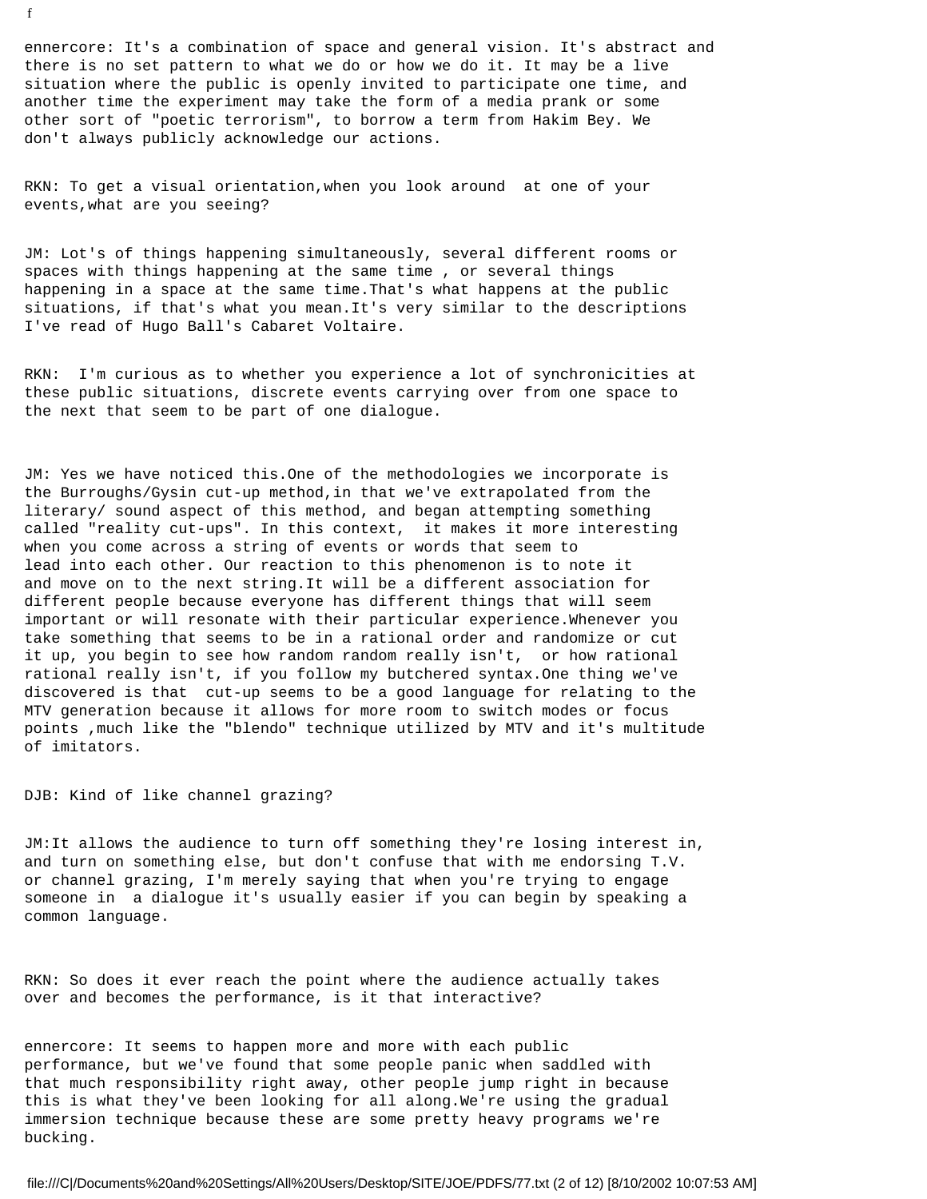ennercore: It's a combination of space and general vision. It's abstract and there is no set pattern to what we do or how we do it. It may be a live situation where the public is openly invited to participate one time, and another time the experiment may take the form of a media prank or some other sort of "poetic terrorism", to borrow a term from Hakim Bey. We don't always publicly acknowledge our actions.

RKN: To get a visual orientation,when you look around at one of your events,what are you seeing?

JM: Lot's of things happening simultaneously, several different rooms or spaces with things happening at the same time , or several things happening in a space at the same time.That's what happens at the public situations, if that's what you mean.It's very similar to the descriptions I've read of Hugo Ball's Cabaret Voltaire.

RKN: I'm curious as to whether you experience a lot of synchronicities at these public situations, discrete events carrying over from one space to the next that seem to be part of one dialogue.

JM: Yes we have noticed this.One of the methodologies we incorporate is the Burroughs/Gysin cut-up method,in that we've extrapolated from the literary/ sound aspect of this method, and began attempting something called "reality cut-ups". In this context, it makes it more interesting when you come across a string of events or words that seem to lead into each other. Our reaction to this phenomenon is to note it and move on to the next string.It will be a different association for different people because everyone has different things that will seem important or will resonate with their particular experience.Whenever you take something that seems to be in a rational order and randomize or cut it up, you begin to see how random random really isn't, or how rational rational really isn't, if you follow my butchered syntax.One thing we've discovered is that cut-up seems to be a good language for relating to the MTV generation because it allows for more room to switch modes or focus points ,much like the "blendo" technique utilized by MTV and it's multitude of imitators.

DJB: Kind of like channel grazing?

JM:It allows the audience to turn off something they're losing interest in, and turn on something else, but don't confuse that with me endorsing T.V. or channel grazing, I'm merely saying that when you're trying to engage someone in a dialogue it's usually easier if you can begin by speaking a common language.

RKN: So does it ever reach the point where the audience actually takes over and becomes the performance, is it that interactive?

ennercore: It seems to happen more and more with each public performance, but we've found that some people panic when saddled with that much responsibility right away, other people jump right in because this is what they've been looking for all along.We're using the gradual immersion technique because these are some pretty heavy programs we're bucking.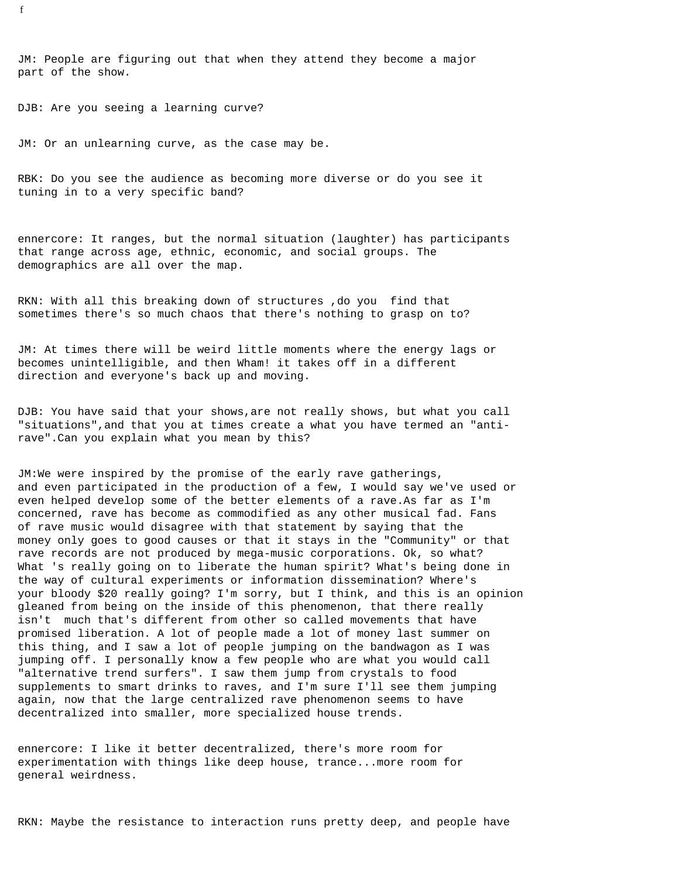JM: People are figuring out that when they attend they become a major part of the show.

DJB: Are you seeing a learning curve?

JM: Or an unlearning curve, as the case may be.

RBK: Do you see the audience as becoming more diverse or do you see it tuning in to a very specific band?

ennercore: It ranges, but the normal situation (laughter) has participants that range across age, ethnic, economic, and social groups. The demographics are all over the map.

RKN: With all this breaking down of structures ,do you find that sometimes there's so much chaos that there's nothing to grasp on to?

JM: At times there will be weird little moments where the energy lags or becomes unintelligible, and then Wham! it takes off in a different direction and everyone's back up and moving.

DJB: You have said that your shows,are not really shows, but what you call "situations",and that you at times create a what you have termed an "anti-rave".Can you explain what you mean by this?

JM:We were inspired by the promise of the early rave gatherings, and even participated in the production of a few, I would say we've used or even helped develop some of the better elements of a rave.As far as I'm concerned, rave has become as commodified as any other musical fad. Fans of rave music would disagree with that statement by saying that the money only goes to good causes or that it stays in the "Community" or that rave records are not produced by mega-music corporations. Ok, so what? What 's really going on to liberate the human spirit? What's being done in the way of cultural experiments or information dissemination? Where's your bloody $20 really going? I'm sorry, but I think, and this is an opinion gleaned from being on the inside of this phenomenon, that there really isn't much that's different from other so called movements that have promised liberation. A lot of people made a lot of money last summer on this thing, and I saw a lot of people jumping on the bandwagon as I was jumping off. I personally know a few people who are what you would call "alternative trend surfers". I saw them jump from crystals to food supplements to smart drinks to raves, and I'm sure I'll see them jumping again, now that the large centralized rave phenomenon seems to have decentralized into smaller, more specialized house trends.

ennercore: I like it better decentralized, there's more room for experimentation with things like deep house, trance...more room for general weirdness.

RKN: Maybe the resistance to interaction runs pretty deep, and people have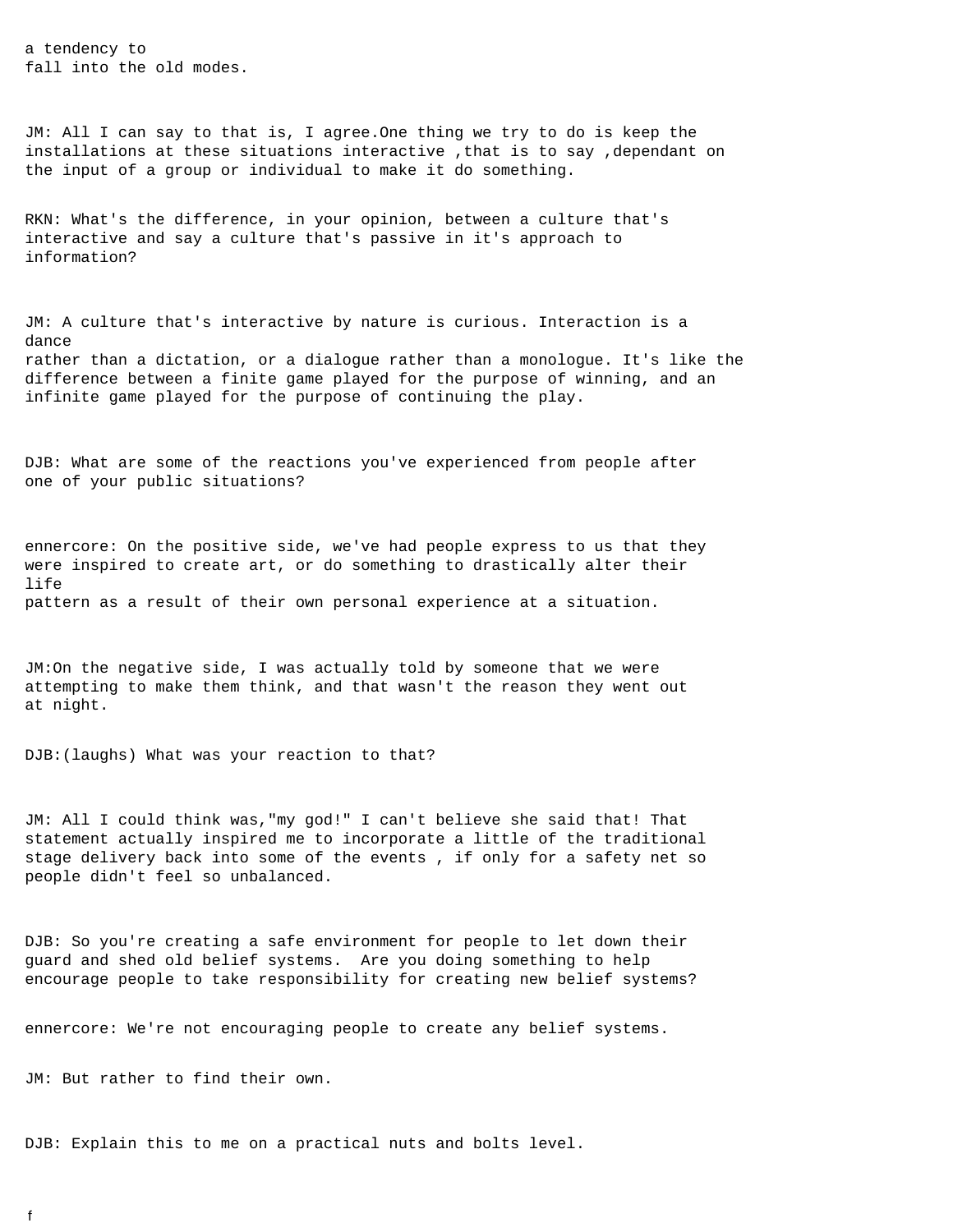a tendency to
fall into the old modes.

JM: All I can say to that is, I agree.One thing we try to do is keep the installations at these situations interactive ,that is to say ,dependant on the input of a group or individual to make it do something.

RKN: What's the difference, in your opinion, between a culture that's interactive and say a culture that's passive in it's approach to information?

JM: A culture that's interactive by nature is curious. Interaction is a dance
rather than a dictation, or a dialogue rather than a monologue. It's like the difference between a finite game played for the purpose of winning, and an infinite game played for the purpose of continuing the play.

DJB: What are some of the reactions you've experienced from people after one of your public situations?

ennercore: On the positive side, we've had people express to us that they were inspired to create art, or do something to drastically alter their life
pattern as a result of their own personal experience at a situation.

JM:On the negative side, I was actually told by someone that we were attempting to make them think, and that wasn't the reason they went out at night.

DJB:(laughs) What was your reaction to that?

JM: All I could think was,"my god!" I can't believe she said that! That statement actually inspired me to incorporate a little of the traditional stage delivery back into some of the events , if only for a safety net so people didn't feel so unbalanced.

DJB: So you're creating a safe environment for people to let down their guard and shed old belief systems. Are you doing something to help encourage people to take responsibility for creating new belief systems?

ennercore: We're not encouraging people to create any belief systems.

JM: But rather to find their own.

DJB: Explain this to me on a practical nuts and bolts level.

f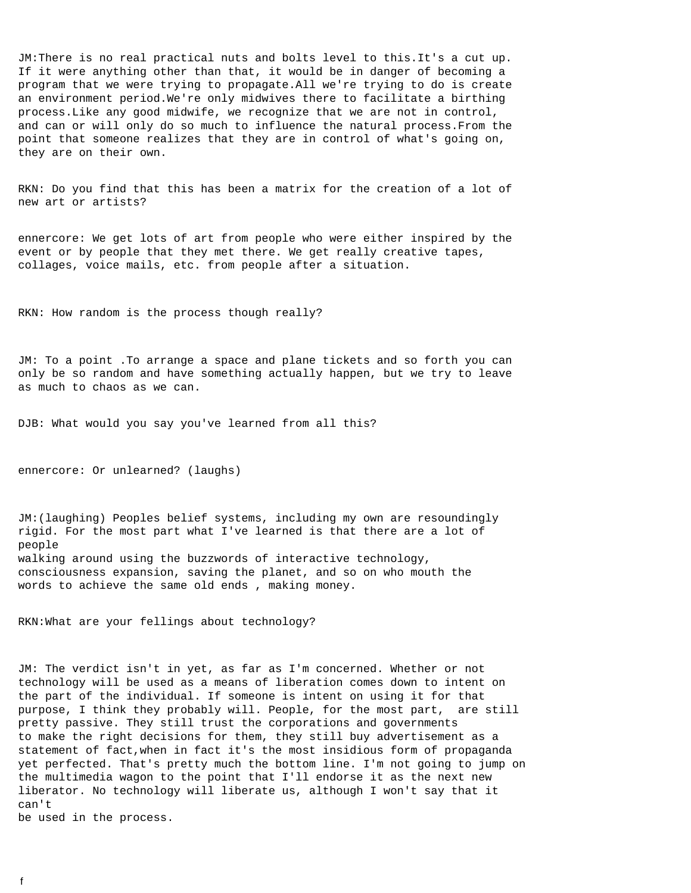JM:There is no real practical nuts and bolts level to this.It's a cut up. If it were anything other than that, it would be in danger of becoming a program that we were trying to propagate.All we're trying to do is create an environment period.We're only midwives there to facilitate a birthing process.Like any good midwife, we recognize that we are not in control, and can or will only do so much to influence the natural process.From the point that someone realizes that they are in control of what's going on, they are on their own.

RKN: Do you find that this has been a matrix for the creation of a lot of new art or artists?

ennercore: We get lots of art from people who were either inspired by the event or by people that they met there. We get really creative tapes, collages, voice mails, etc. from people after a situation.

RKN: How random is the process though really?

JM: To a point .To arrange a space and plane tickets and so forth you can only be so random and have something actually happen, but we try to leave as much to chaos as we can.

DJB: What would you say you've learned from all this?

ennercore: Or unlearned? (laughs)

JM:(laughing) Peoples belief systems, including my own are resoundingly rigid. For the most part what I've learned is that there are a lot of people
walking around using the buzzwords of interactive technology, consciousness expansion, saving the planet, and so on who mouth the words to achieve the same old ends , making money.

RKN:What are your fellings about technology?

JM: The verdict isn't in yet, as far as I'm concerned. Whether or not technology will be used as a means of liberation comes down to intent on the part of the individual. If someone is intent on using it for that purpose, I think they probably will. People, for the most part, are still pretty passive. They still trust the corporations and governments
to make the right decisions for them, they still buy advertisement as a statement of fact,when in fact it's the most insidious form of propaganda yet perfected. That's pretty much the bottom line. I'm not going to jump on the multimedia wagon to the point that I'll endorse it as the next new liberator. No technology will liberate us, although I won't say that it can't
be used in the process.

f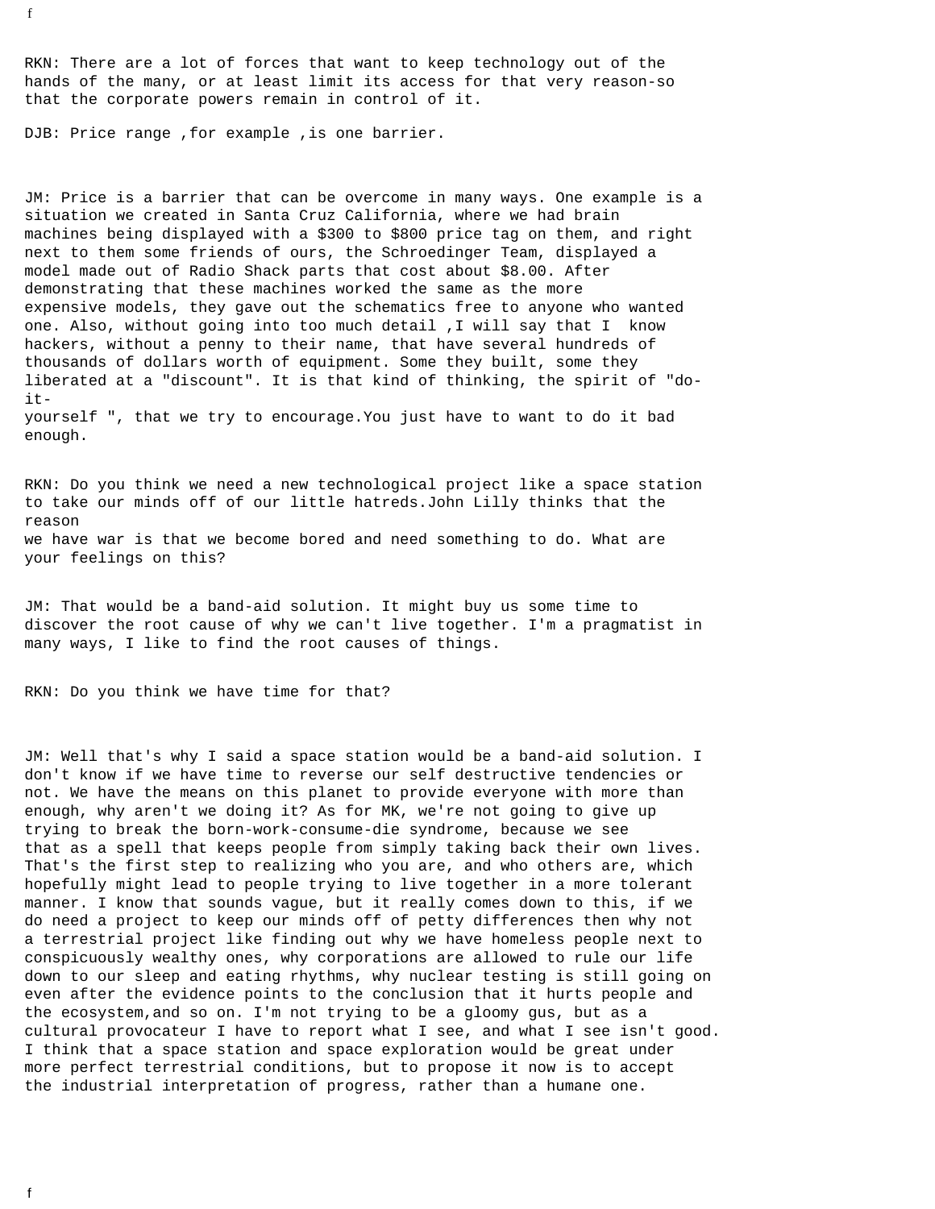RKN: There are a lot of forces that want to keep technology out of the hands of the many, or at least limit its access for that very reason-so that the corporate powers remain in control of it.

DJB: Price range ,for example ,is one barrier.

JM: Price is a barrier that can be overcome in many ways. One example is a situation we created in Santa Cruz California, where we had brain machines being displayed with a $300 to $800 price tag on them, and right next to them some friends of ours, the Schroedinger Team, displayed a model made out of Radio Shack parts that cost about $8.00. After demonstrating that these machines worked the same as the more expensive models, they gave out the schematics free to anyone who wanted one. Also, without going into too much detail ,I will say that I know hackers, without a penny to their name, that have several hundreds of thousands of dollars worth of equipment. Some they built, some they liberated at a "discount". It is that kind of thinking, the spirit of "do-it-yourself ", that we try to encourage.You just have to want to do it bad enough.

RKN: Do you think we need a new technological project like a space station to take our minds off of our little hatreds.John Lilly thinks that the reason we have war is that we become bored and need something to do. What are your feelings on this?

JM: That would be a band-aid solution. It might buy us some time to discover the root cause of why we can't live together. I'm a pragmatist in many ways, I like to find the root causes of things.

RKN: Do you think we have time for that?

JM: Well that's why I said a space station would be a band-aid solution. I don't know if we have time to reverse our self destructive tendencies or not. We have the means on this planet to provide everyone with more than enough, why aren't we doing it? As for MK, we're not going to give up trying to break the born-work-consume-die syndrome, because we see that as a spell that keeps people from simply taking back their own lives. That's the first step to realizing who you are, and who others are, which hopefully might lead to people trying to live together in a more tolerant manner. I know that sounds vague, but it really comes down to this, if we do need a project to keep our minds off of petty differences then why not a terrestrial project like finding out why we have homeless people next to conspicuously wealthy ones, why corporations are allowed to rule our life down to our sleep and eating rhythms, why nuclear testing is still going on even after the evidence points to the conclusion that it hurts people and the ecosystem,and so on. I'm not trying to be a gloomy gus, but as a cultural provocateur I have to report what I see, and what I see isn't good. I think that a space station and space exploration would be great under more perfect terrestrial conditions, but to propose it now is to accept the industrial interpretation of progress, rather than a humane one.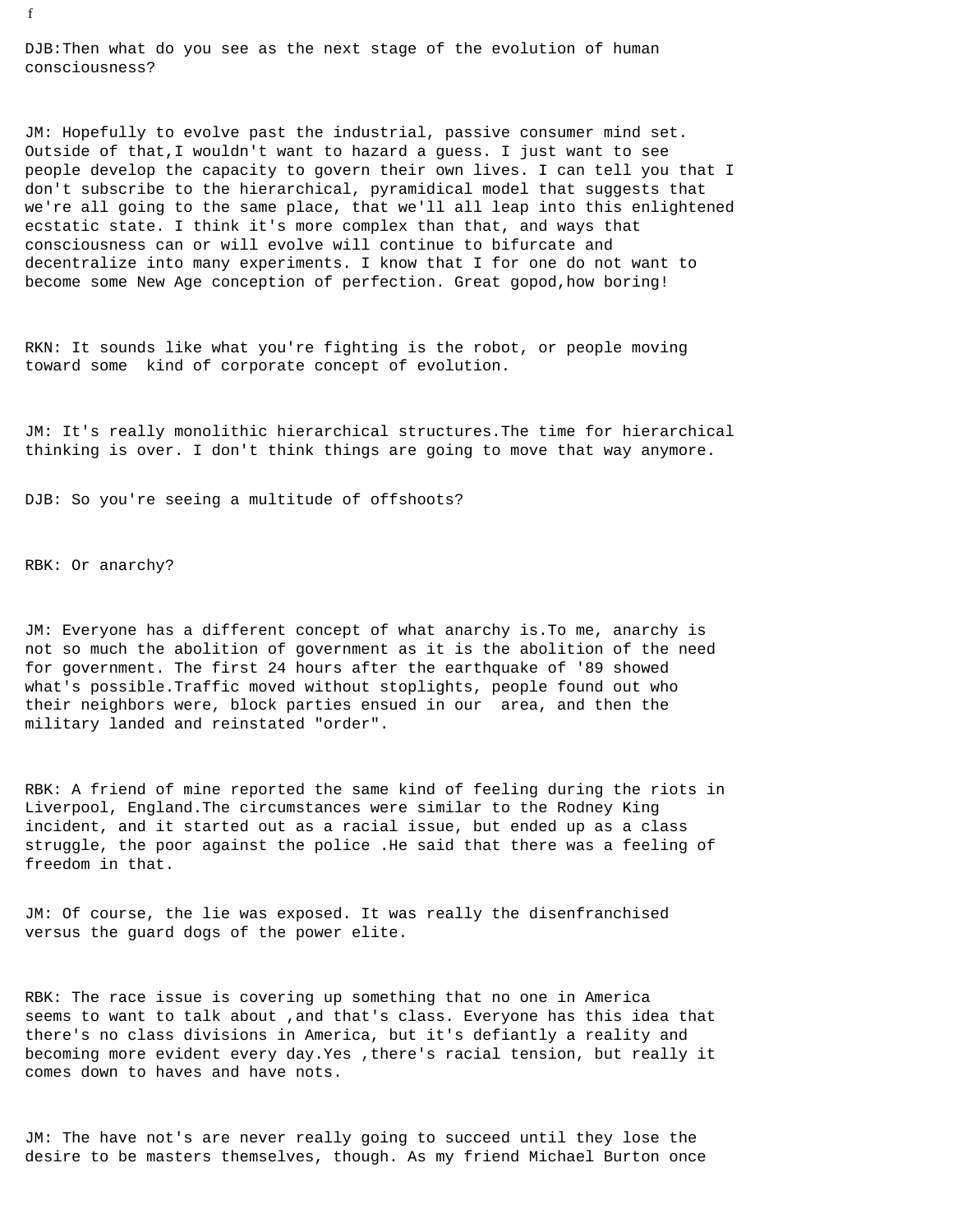f

DJB:Then what do you see as the next stage of the evolution of human consciousness?

JM: Hopefully to evolve past the industrial, passive consumer mind set. Outside of that,I wouldn't want to hazard a guess. I just want to see people develop the capacity to govern their own lives. I can tell you that I don't subscribe to the hierarchical, pyramidical model that suggests that we're all going to the same place, that we'll all leap into this enlightened ecstatic state. I think it's more complex than that, and ways that consciousness can or will evolve will continue to bifurcate and decentralize into many experiments. I know that I for one do not want to become some New Age conception of perfection. Great gopod,how boring!

RKN: It sounds like what you're fighting is the robot, or people moving toward some  kind of corporate concept of evolution.

JM: It's really monolithic hierarchical structures.The time for hierarchical thinking is over. I don't think things are going to move that way anymore.

DJB: So you're seeing a multitude of offshoots?

RBK: Or anarchy?

JM: Everyone has a different concept of what anarchy is.To me, anarchy is not so much the abolition of government as it is the abolition of the need for government. The first 24 hours after the earthquake of '89 showed what's possible.Traffic moved without stoplights, people found out who their neighbors were, block parties ensued in our  area, and then the military landed and reinstated "order".

RBK: A friend of mine reported the same kind of feeling during the riots in Liverpool, England.The circumstances were similar to the Rodney King incident, and it started out as a racial issue, but ended up as a class struggle, the poor against the police .He said that there was a feeling of freedom in that.

JM: Of course, the lie was exposed. It was really the disenfranchised versus the guard dogs of the power elite.

RBK: The race issue is covering up something that no one in America seems to want to talk about ,and that's class. Everyone has this idea that there's no class divisions in America, but it's defiantly a reality and becoming more evident every day.Yes ,there's racial tension, but really it comes down to haves and have nots.

JM: The have not's are never really going to succeed until they lose the desire to be masters themselves, though. As my friend Michael Burton once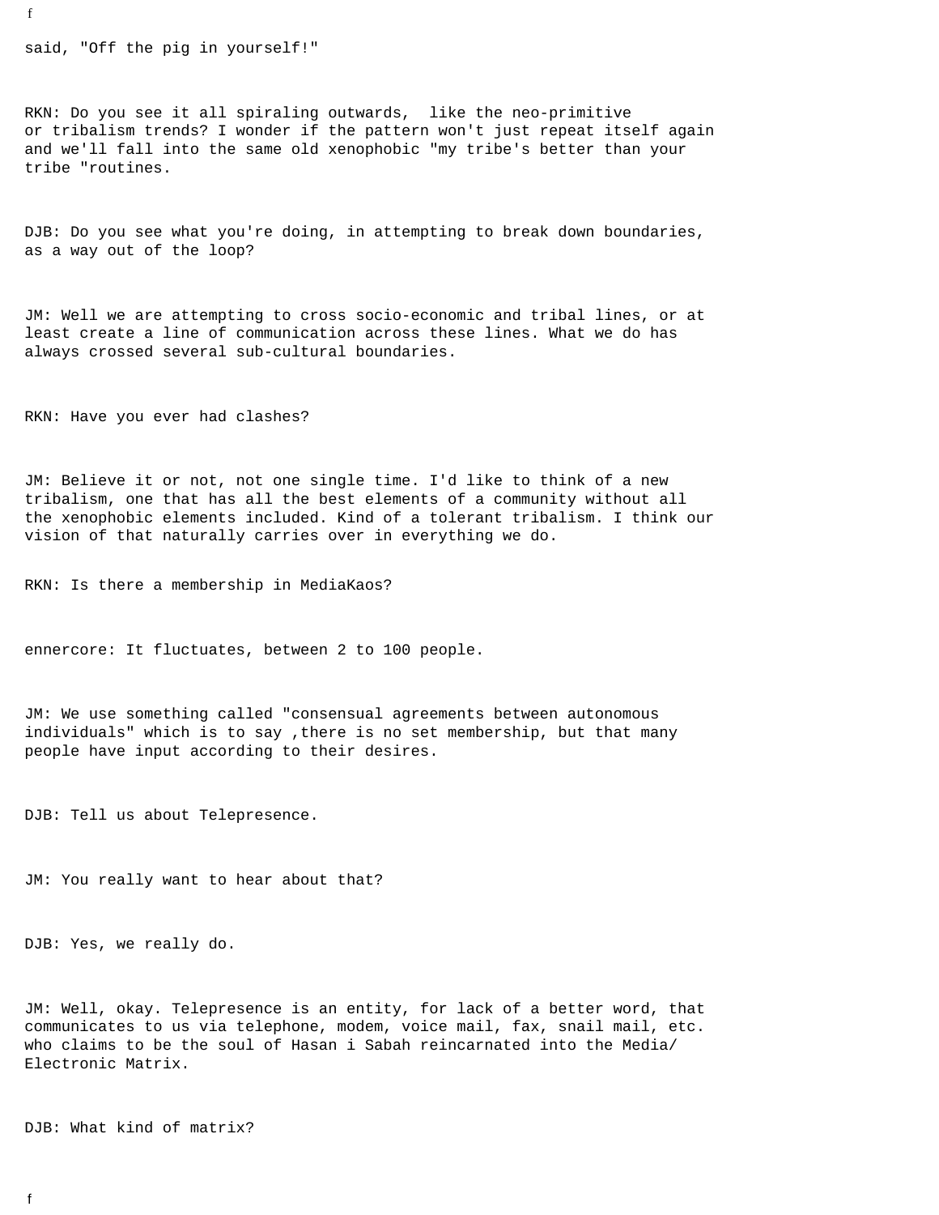said, "Off the pig in yourself!"

RKN: Do you see it all spiraling outwards, like the neo-primitive or tribalism trends? I wonder if the pattern won't just repeat itself again and we'll fall into the same old xenophobic "my tribe's better than your tribe "routines.

DJB: Do you see what you're doing, in attempting to break down boundaries, as a way out of the loop?

JM: Well we are attempting to cross socio-economic and tribal lines, or at least create a line of communication across these lines. What we do has always crossed several sub-cultural boundaries.

RKN: Have you ever had clashes?

JM: Believe it or not, not one single time. I'd like to think of a new tribalism, one that has all the best elements of a community without all the xenophobic elements included. Kind of a tolerant tribalism. I think our vision of that naturally carries over in everything we do.

RKN: Is there a membership in MediaKaos?

ennercore: It fluctuates, between 2 to 100 people.

JM: We use something called "consensual agreements between autonomous individuals" which is to say ,there is no set membership, but that many people have input according to their desires.

DJB: Tell us about Telepresence.

JM: You really want to hear about that?

DJB: Yes, we really do.

JM: Well, okay. Telepresence is an entity, for lack of a better word, that communicates to us via telephone, modem, voice mail, fax, snail mail, etc. who claims to be the soul of Hasan i Sabah reincarnated into the Media/ Electronic Matrix.

DJB: What kind of matrix?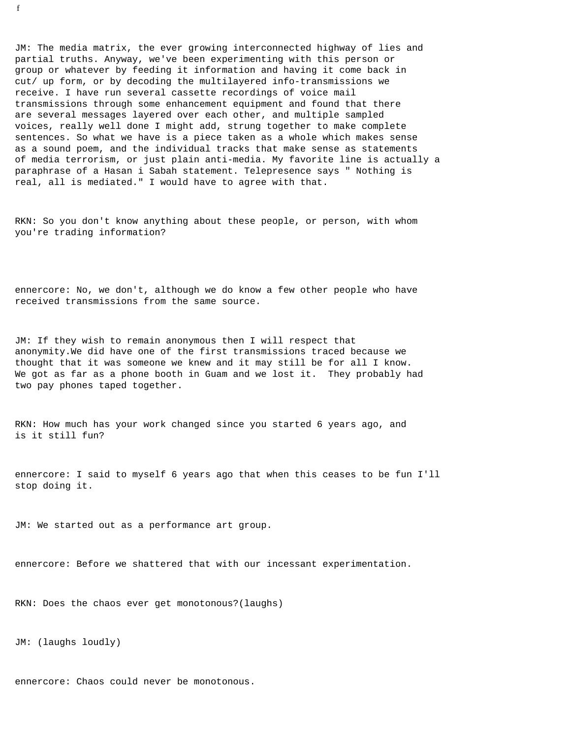f

JM: The media matrix, the ever growing interconnected highway of lies and partial truths. Anyway, we've been experimenting with this person or group or whatever by feeding it information and having it come back in cut/ up form, or by decoding the multilayered info-transmissions we receive. I have run several cassette recordings of voice mail transmissions through some enhancement equipment and found that there are several messages layered over each other, and multiple sampled voices, really well done I might add, strung together to make complete sentences. So what we have is a piece taken as a whole which makes sense as a sound poem, and the individual tracks that make sense as statements of media terrorism, or just plain anti-media. My favorite line is actually a paraphrase of a Hasan i Sabah statement. Telepresence says " Nothing is real, all is mediated." I would have to agree with that.

RKN: So you don't know anything about these people, or person, with whom you're trading information?

ennercore: No, we don't, although we do know a few other people who have received transmissions from the same source.

JM: If they wish to remain anonymous then I will respect that anonymity.We did have one of the first transmissions traced because we thought that it was someone we knew and it may still be for all I know. We got as far as a phone booth in Guam and we lost it. They probably had two pay phones taped together.

RKN: How much has your work changed since you started 6 years ago, and is it still fun?

ennercore: I said to myself 6 years ago that when this ceases to be fun I'll stop doing it.

JM: We started out as a performance art group.

ennercore: Before we shattered that with our incessant experimentation.

RKN: Does the chaos ever get monotonous?(laughs)

JM: (laughs loudly)

ennercore: Chaos could never be monotonous.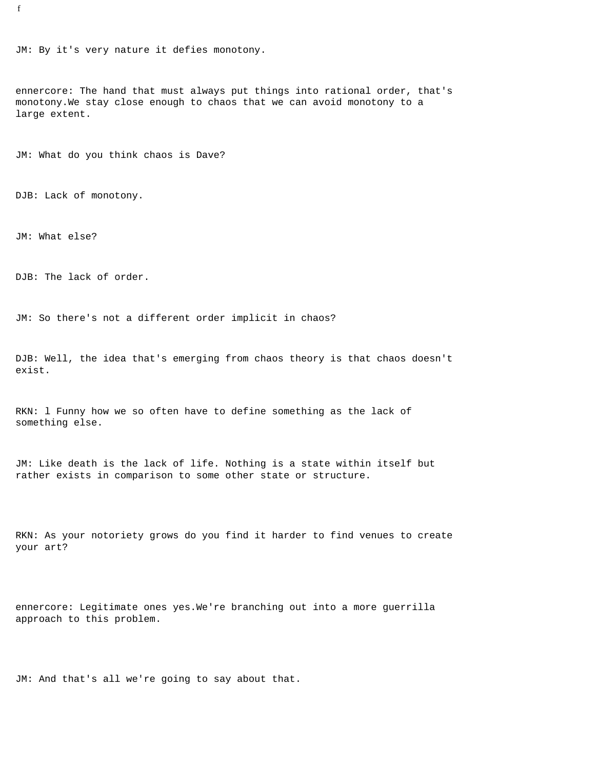f

JM: By it's very nature it defies monotony.

ennercore: The hand that must always put things into rational order, that's monotony.We stay close enough to chaos that we can avoid monotony to a large extent.

JM: What do you think chaos is Dave?

DJB: Lack of monotony.

JM: What else?

DJB: The lack of order.

JM: So there's not a different order implicit in chaos?

DJB: Well, the idea that's emerging from chaos theory is that chaos doesn't exist.

RKN: l Funny how we so often have to define something as the lack of something else.

JM: Like death is the lack of life. Nothing is a state within itself but rather exists in comparison to some other state or structure.

RKN: As your notoriety grows do you find it harder to find venues to create your art?

ennercore: Legitimate ones yes.We're branching out into a more guerrilla approach to this problem.

JM: And that's all we're going to say about that.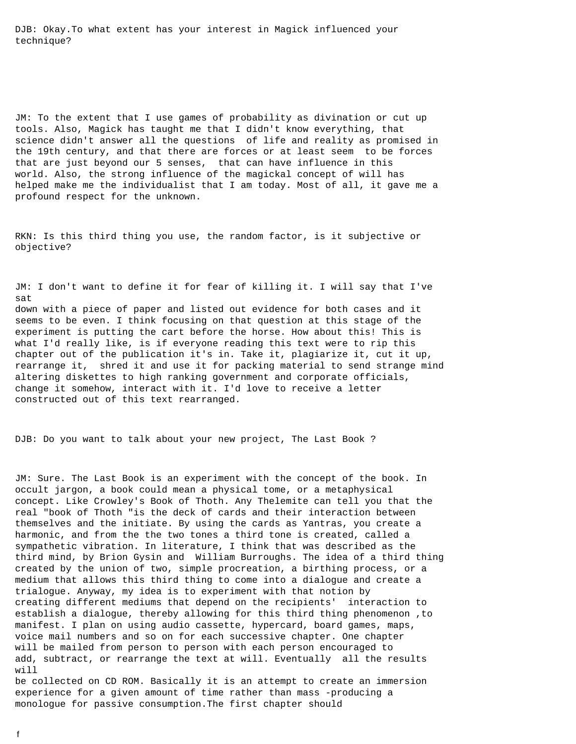DJB: Okay.To what extent has your interest in Magick influenced your technique?

JM: To the extent that I use games of probability as divination or cut up tools. Also, Magick has taught me that I didn't know everything, that science didn't answer all the questions of life and reality as promised in the 19th century, and that there are forces or at least seem to be forces that are just beyond our 5 senses, that can have influence in this world. Also, the strong influence of the magickal concept of will has helped make me the individualist that I am today. Most of all, it gave me a profound respect for the unknown.

RKN: Is this third thing you use, the random factor, is it subjective or objective?

JM: I don't want to define it for fear of killing it. I will say that I've sat down with a piece of paper and listed out evidence for both cases and it seems to be even. I think focusing on that question at this stage of the experiment is putting the cart before the horse. How about this! This is what I'd really like, is if everyone reading this text were to rip this chapter out of the publication it's in. Take it, plagiarize it, cut it up, rearrange it, shred it and use it for packing material to send strange mind altering diskettes to high ranking government and corporate officials, change it somehow, interact with it. I'd love to receive a letter constructed out of this text rearranged.

DJB: Do you want to talk about your new project, The Last Book ?

JM: Sure. The Last Book is an experiment with the concept of the book. In occult jargon, a book could mean a physical tome, or a metaphysical concept. Like Crowley's Book of Thoth. Any Thelemite can tell you that the real "book of Thoth "is the deck of cards and their interaction between themselves and the initiate. By using the cards as Yantras, you create a harmonic, and from the the two tones a third tone is created, called a sympathetic vibration. In literature, I think that was described as the third mind, by Brion Gysin and William Burroughs. The idea of a third thing created by the union of two, simple procreation, a birthing process, or a medium that allows this third thing to come into a dialogue and create a trialogue. Anyway, my idea is to experiment with that notion by creating different mediums that depend on the recipients' interaction to establish a dialogue, thereby allowing for this third thing phenomenon ,to manifest. I plan on using audio cassette, hypercard, board games, maps, voice mail numbers and so on for each successive chapter. One chapter will be mailed from person to person with each person encouraged to add, subtract, or rearrange the text at will. Eventually all the results will be collected on CD ROM. Basically it is an attempt to create an immersion experience for a given amount of time rather than mass -producing a monologue for passive consumption.The first chapter should

f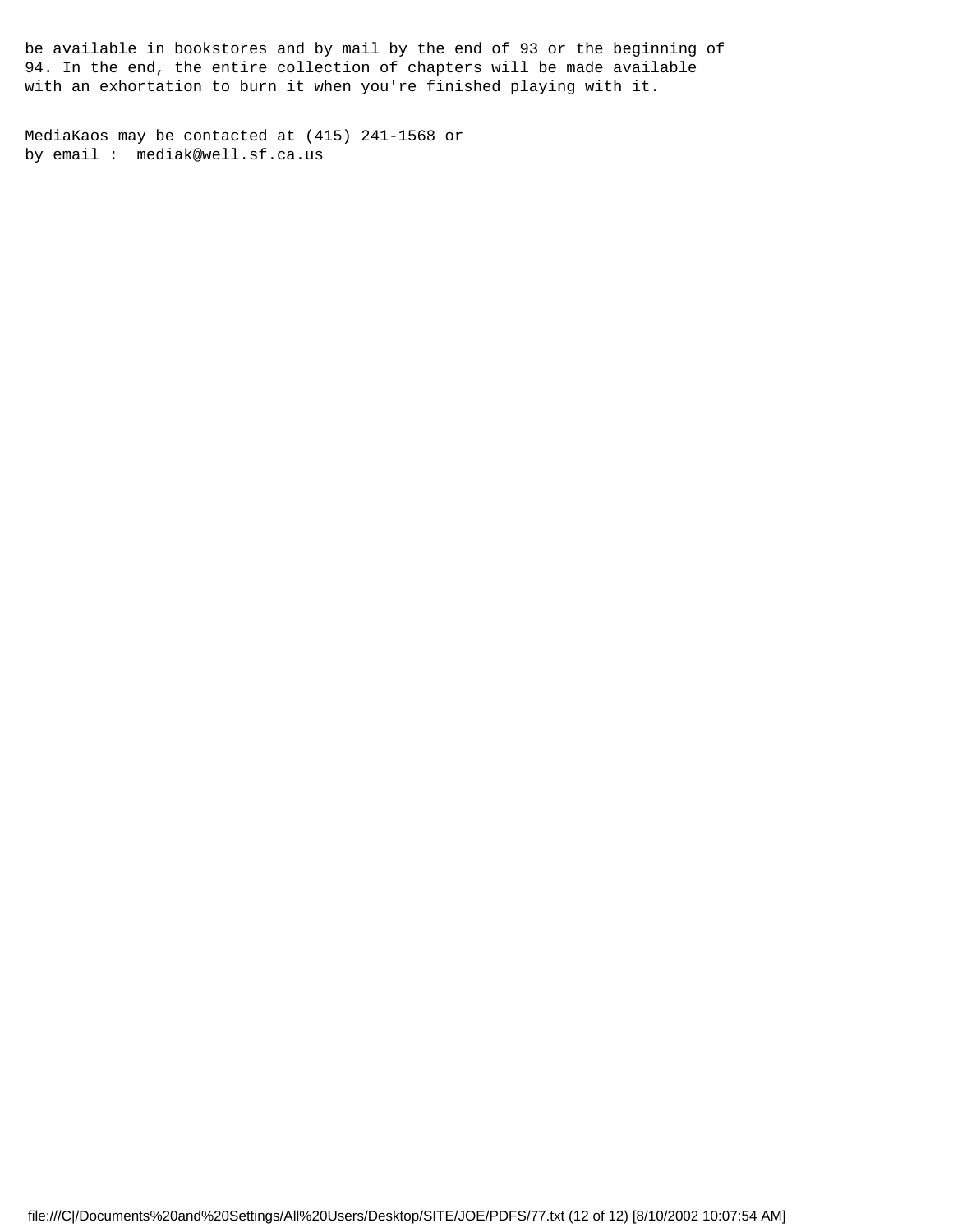be available in bookstores and by mail by the end of 93 or the beginning of 94. In the end, the entire collection of chapters will be made available with an exhortation to burn it when you're finished playing with it.

MediaKaos may be contacted at (415) 241-1568 or by email : mediak@well.sf.ca.us